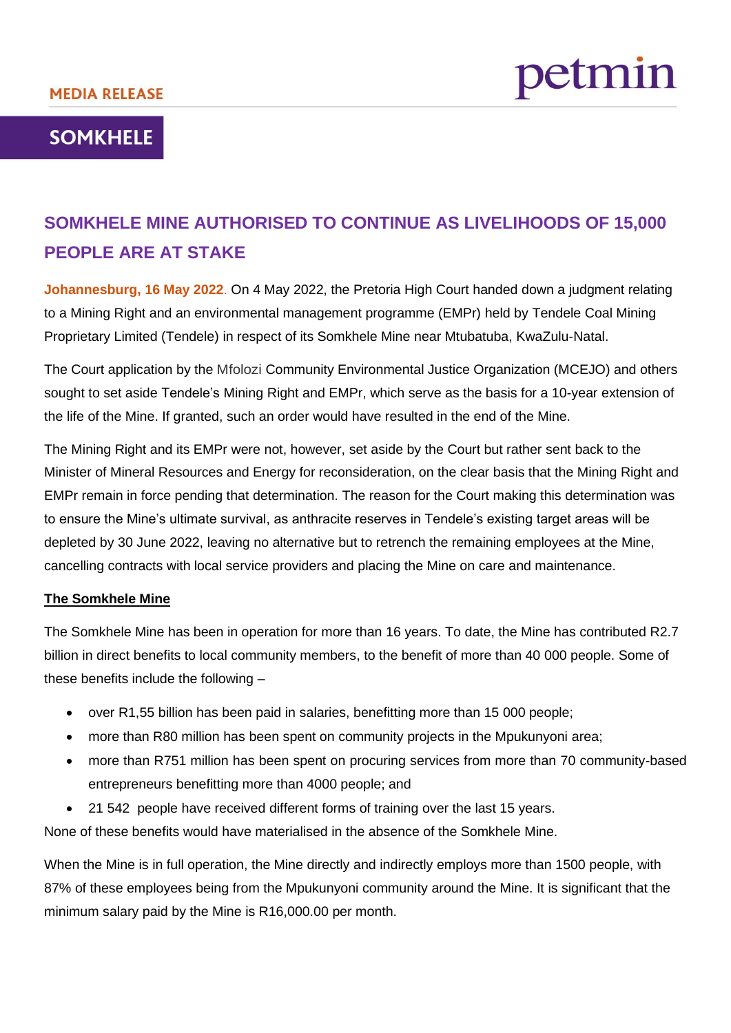MEDIA RELEASE

petmin

SOMKHELE

# SOMKHELE MINE AUTHORISED TO CONTINUE AS LIVELIHOODS OF 15,000 PEOPLE ARE AT STAKE

**Johannesburg, 16 May 2022**. On 4 May 2022, the Pretoria High Court handed down a judgment relating to a Mining Right and an environmental management programme (EMPr) held by Tendele Coal Mining Proprietary Limited (Tendele) in respect of its Somkhele Mine near Mtubatuba, KwaZulu-Natal.

The Court application by the Mfolozi Community Environmental Justice Organization (MCEJO) and others sought to set aside Tendele's Mining Right and EMPr, which serve as the basis for a 10-year extension of the life of the Mine. If granted, such an order would have resulted in the end of the Mine.

The Mining Right and its EMPr were not, however, set aside by the Court but rather sent back to the Minister of Mineral Resources and Energy for reconsideration, on the clear basis that the Mining Right and EMPr remain in force pending that determination. The reason for the Court making this determination was to ensure the Mine's ultimate survival, as anthracite reserves in Tendele's existing target areas will be depleted by 30 June 2022, leaving no alternative but to retrench the remaining employees at the Mine, cancelling contracts with local service providers and placing the Mine on care and maintenance.

## The Somkhele Mine

The Somkhele Mine has been in operation for more than 16 years. To date, the Mine has contributed R2.7 billion in direct benefits to local community members, to the benefit of more than 40 000 people. Some of these benefits include the following –

- over R1,55 billion has been paid in salaries, benefitting more than 15 000 people;
- more than R80 million has been spent on community projects in the Mpukunyoni area;
- more than R751 million has been spent on procuring services from more than 70 community-based entrepreneurs benefitting more than 4000 people; and
- 21 542 people have received different forms of training over the last 15 years.

None of these benefits would have materialised in the absence of the Somkhele Mine.

When the Mine is in full operation, the Mine directly and indirectly employs more than 1500 people, with 87% of these employees being from the Mpukunyoni community around the Mine. It is significant that the minimum salary paid by the Mine is R16,000.00 per month.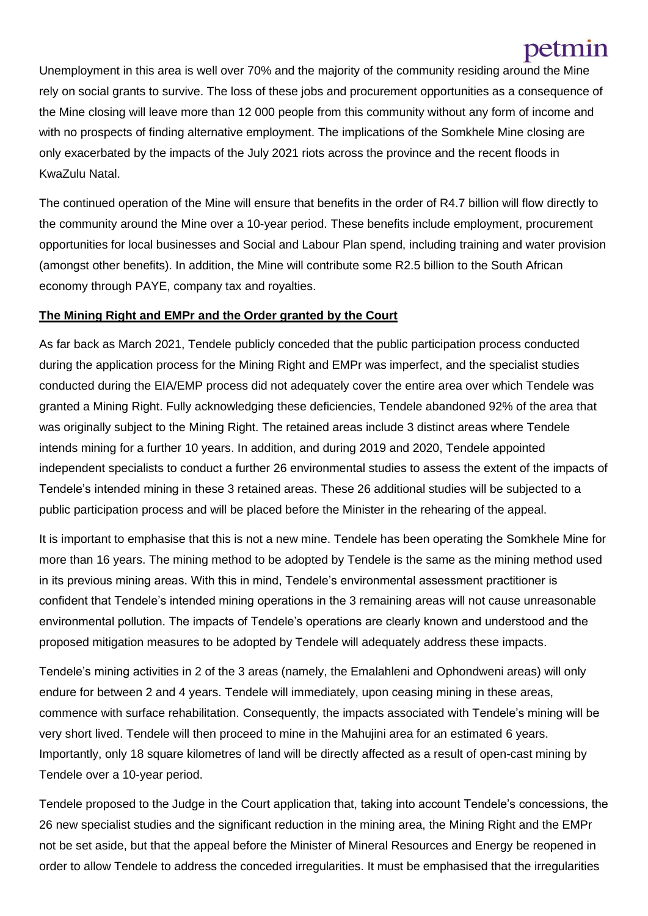Unemployment in this area is well over 70% and the majority of the community residing around the Mine rely on social grants to survive. The loss of these jobs and procurement opportunities as a consequence of the Mine closing will leave more than 12 000 people from this community without any form of income and with no prospects of finding alternative employment. The implications of the Somkhele Mine closing are only exacerbated by the impacts of the July 2021 riots across the province and the recent floods in KwaZulu Natal.

The continued operation of the Mine will ensure that benefits in the order of R4.7 billion will flow directly to the community around the Mine over a 10-year period. These benefits include employment, procurement opportunities for local businesses and Social and Labour Plan spend, including training and water provision (amongst other benefits). In addition, the Mine will contribute some R2.5 billion to the South African economy through PAYE, company tax and royalties.

**The Mining Right and EMPr and the Order granted by the Court**

As far back as March 2021, Tendele publicly conceded that the public participation process conducted during the application process for the Mining Right and EMPr was imperfect, and the specialist studies conducted during the EIA/EMP process did not adequately cover the entire area over which Tendele was granted a Mining Right. Fully acknowledging these deficiencies, Tendele abandoned 92% of the area that was originally subject to the Mining Right. The retained areas include 3 distinct areas where Tendele intends mining for a further 10 years. In addition, and during 2019 and 2020, Tendele appointed independent specialists to conduct a further 26 environmental studies to assess the extent of the impacts of Tendele's intended mining in these 3 retained areas. These 26 additional studies will be subjected to a public participation process and will be placed before the Minister in the rehearing of the appeal.

It is important to emphasise that this is not a new mine. Tendele has been operating the Somkhele Mine for more than 16 years. The mining method to be adopted by Tendele is the same as the mining method used in its previous mining areas. With this in mind, Tendele's environmental assessment practitioner is confident that Tendele's intended mining operations in the 3 remaining areas will not cause unreasonable environmental pollution. The impacts of Tendele's operations are clearly known and understood and the proposed mitigation measures to be adopted by Tendele will adequately address these impacts.

Tendele's mining activities in 2 of the 3 areas (namely, the Emalahleni and Ophondweni areas) will only endure for between 2 and 4 years. Tendele will immediately, upon ceasing mining in these areas, commence with surface rehabilitation. Consequently, the impacts associated with Tendele's mining will be very short lived. Tendele will then proceed to mine in the Mahujini area for an estimated 6 years. Importantly, only 18 square kilometres of land will be directly affected as a result of open-cast mining by Tendele over a 10-year period.

Tendele proposed to the Judge in the Court application that, taking into account Tendele's concessions, the 26 new specialist studies and the significant reduction in the mining area, the Mining Right and the EMPr not be set aside, but that the appeal before the Minister of Mineral Resources and Energy be reopened in order to allow Tendele to address the conceded irregularities. It must be emphasised that the irregularities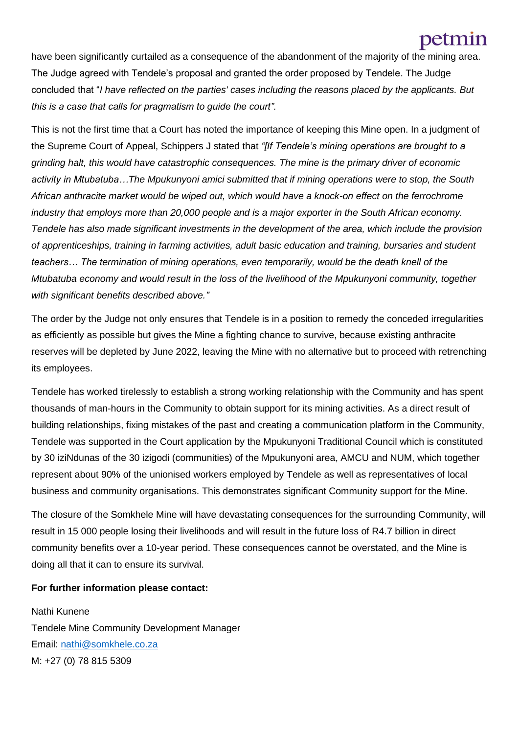have been significantly curtailed as a consequence of the abandonment of the majority of the mining area. The Judge agreed with Tendele's proposal and granted the order proposed by Tendele. The Judge concluded that "*I have reflected on the parties' cases including the reasons placed by the applicants. But this is a case that calls for pragmatism to guide the court".*

This is not the first time that a Court has noted the importance of keeping this Mine open. In a judgment of the Supreme Court of Appeal, Schippers J stated that *"[If Tendele's mining operations are brought to a grinding halt, this would have catastrophic consequences. The mine is the primary driver of economic activity in Mtubatuba…The Mpukunyoni amici submitted that if mining operations were to stop, the South African anthracite market would be wiped out, which would have a knock-on effect on the ferrochrome industry that employs more than 20,000 people and is a major exporter in the South African economy. Tendele has also made significant investments in the development of the area, which include the provision of apprenticeships, training in farming activities, adult basic education and training, bursaries and student teachers… The termination of mining operations, even temporarily, would be the death knell of the Mtubatuba economy and would result in the loss of the livelihood of the Mpukunyoni community, together with significant benefits described above."*

The order by the Judge not only ensures that Tendele is in a position to remedy the conceded irregularities as efficiently as possible but gives the Mine a fighting chance to survive, because existing anthracite reserves will be depleted by June 2022, leaving the Mine with no alternative but to proceed with retrenching its employees.

Tendele has worked tirelessly to establish a strong working relationship with the Community and has spent thousands of man-hours in the Community to obtain support for its mining activities. As a direct result of building relationships, fixing mistakes of the past and creating a communication platform in the Community, Tendele was supported in the Court application by the Mpukunyoni Traditional Council which is constituted by 30 iziNdunas of the 30 izigodi (communities) of the Mpukunyoni area, AMCU and NUM, which together represent about 90% of the unionised workers employed by Tendele as well as representatives of local business and community organisations. This demonstrates significant Community support for the Mine.

The closure of the Somkhele Mine will have devastating consequences for the surrounding Community, will result in 15 000 people losing their livelihoods and will result in the future loss of R4.7 billion in direct community benefits over a 10-year period. These consequences cannot be overstated, and the Mine is doing all that it can to ensure its survival.

**For further information please contact:**

Nathi Kunene
Tendele Mine Community Development Manager
Email: nathi@somkhele.co.za
M: +27 (0) 78 815 5309